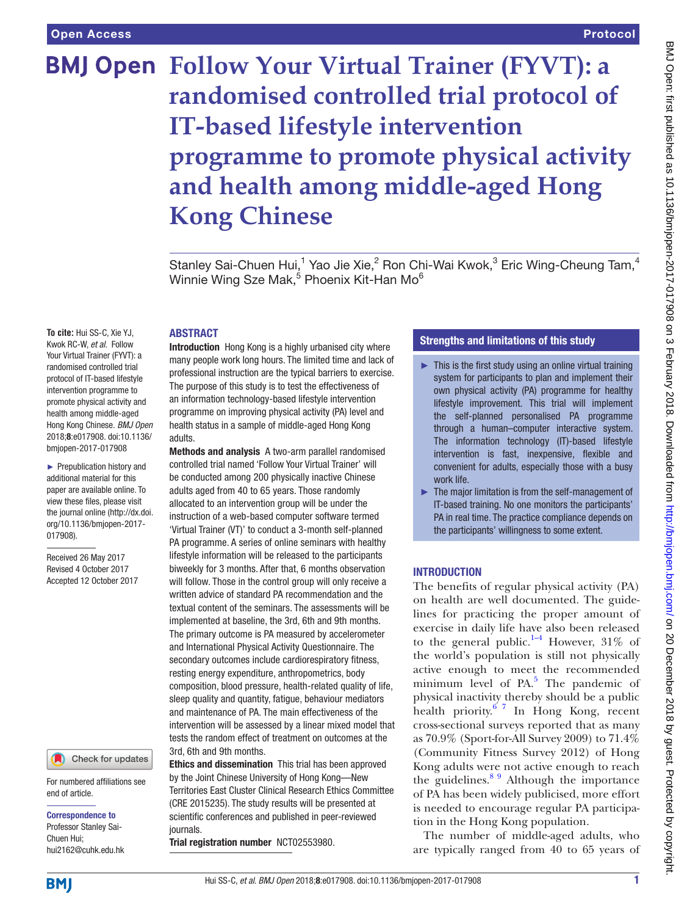# Follow Your Virtual Trainer (FYVT): a randomised controlled trial protocol of IT-based lifestyle intervention programme to promote physical activity and health among middle-aged Hong Kong Chinese

Stanley Sai-Chuen Hui,[1] Yao Jie Xie,[2] Ron Chi-Wai Kwok,[3] Eric Wing-Cheung Tam,[4] Winnie Wing Sze Mak,[5] Phoenix Kit-Han Mo[6]

**To cite:** Hui SS-C, Xie YJ, Kwok RC-W, *et al*. Follow Your Virtual Trainer (FYVT): a randomised controlled trial protocol of IT-based lifestyle intervention programme to promote physical activity and health among middle-aged Hong Kong Chinese. *BMJ Open* 2018;**8**:e017908. doi:10.1136/bmjopen-2017-017908

► Prepublication history and additional material for this paper are available online. To view these files, please visit the journal online (http://dx.doi.org/10.1136/bmjopen-2017-017908).

Received 26 May 2017
Revised 4 October 2017
Accepted 12 October 2017

For numbered affiliations see end of article.

**Correspondence to**
Professor Stanley Sai-Chuen Hui; hui2162@cuhk.edu.hk

## ABSTRACT

**Introduction** Hong Kong is a highly urbanised city where many people work long hours. The limited time and lack of professional instruction are the typical barriers to exercise. The purpose of this study is to test the effectiveness of an information technology-based lifestyle intervention programme on improving physical activity (PA) level and health status in a sample of middle-aged Hong Kong adults.

**Methods and analysis** A two-arm parallel randomised controlled trial named 'Follow Your Virtual Trainer' will be conducted among 200 physically inactive Chinese adults aged from 40 to 65 years. Those randomly allocated to an intervention group will be under the instruction of a web-based computer software termed 'Virtual Trainer (VT)' to conduct a 3-month self-planned PA programme. A series of online seminars with healthy lifestyle information will be released to the participants biweekly for 3 months. After that, 6 months observation will follow. Those in the control group will only receive a written advice of standard PA recommendation and the textual content of the seminars. The assessments will be implemented at baseline, the 3rd, 6th and 9th months. The primary outcome is PA measured by accelerometer and International Physical Activity Questionnaire. The secondary outcomes include cardiorespiratory fitness, resting energy expenditure, anthropometrics, body composition, blood pressure, health-related quality of life, sleep quality and quantity, fatigue, behaviour mediators and maintenance of PA. The main effectiveness of the intervention will be assessed by a linear mixed model that tests the random effect of treatment on outcomes at the 3rd, 6th and 9th months.

**Ethics and dissemination** This trial has been approved by the Joint Chinese University of Hong Kong—New Territories East Cluster Clinical Research Ethics Committee (CRE 2015235). The study results will be presented at scientific conferences and published in peer-reviewed journals.

**Trial registration number** NCT02553980.

## Strengths and limitations of this study

- ► This is the first study using an online virtual training system for participants to plan and implement their own physical activity (PA) programme for healthy lifestyle improvement. This trial will implement the self-planned personalised PA programme through a human–computer interactive system. The information technology (IT)-based lifestyle intervention is fast, inexpensive, flexible and convenient for adults, especially those with a busy work life.
- ► The major limitation is from the self-management of IT-based training. No one monitors the participants' PA in real time. The practice compliance depends on the participants' willingness to some extent.

## INTRODUCTION

The benefits of regular physical activity (PA) on health are well documented. The guidelines for practicing the proper amount of exercise in daily life have also been released to the general public.[1–4] However, 31% of the world's population is still not physically active enough to meet the recommended minimum level of PA.[5] The pandemic of physical inactivity thereby should be a public health priority.[6 7] In Hong Kong, recent cross-sectional surveys reported that as many as 70.9% (Sport-for-All Survey 2009) to 71.4% (Community Fitness Survey 2012) of Hong Kong adults were not active enough to reach the guidelines.[8 9] Although the importance of PA has been widely publicised, more effort is needed to encourage regular PA participation in the Hong Kong population.

The number of middle-aged adults, who are typically ranged from 40 to 65 years of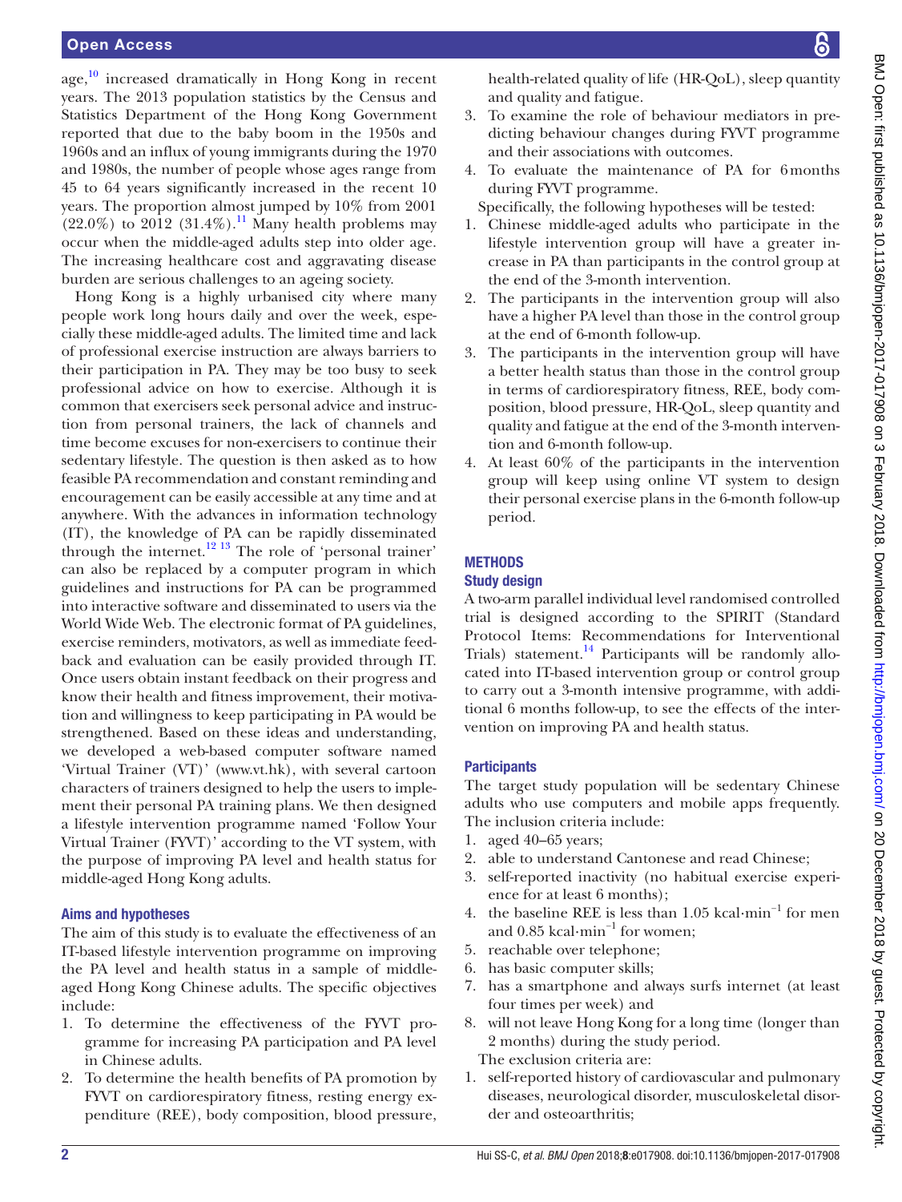age,[10] increased dramatically in Hong Kong in recent years. The 2013 population statistics by the Census and Statistics Department of the Hong Kong Government reported that due to the baby boom in the 1950s and 1960s and an influx of young immigrants during the 1970 and 1980s, the number of people whose ages range from 45 to 64 years significantly increased in the recent 10 years. The proportion almost jumped by 10% from 2001 (22.0%) to 2012 (31.4%).[11] Many health problems may occur when the middle-aged adults step into older age. The increasing healthcare cost and aggravating disease burden are serious challenges to an ageing society.

Hong Kong is a highly urbanised city where many people work long hours daily and over the week, especially these middle-aged adults. The limited time and lack of professional exercise instruction are always barriers to their participation in PA. They may be too busy to seek professional advice on how to exercise. Although it is common that exercisers seek personal advice and instruction from personal trainers, the lack of channels and time become excuses for non-exercisers to continue their sedentary lifestyle. The question is then asked as to how feasible PA recommendation and constant reminding and encouragement can be easily accessible at any time and at anywhere. With the advances in information technology (IT), the knowledge of PA can be rapidly disseminated through the internet.[12 13] The role of 'personal trainer' can also be replaced by a computer program in which guidelines and instructions for PA can be programmed into interactive software and disseminated to users via the World Wide Web. The electronic format of PA guidelines, exercise reminders, motivators, as well as immediate feedback and evaluation can be easily provided through IT. Once users obtain instant feedback on their progress and know their health and fitness improvement, their motivation and willingness to keep participating in PA would be strengthened. Based on these ideas and understanding, we developed a web-based computer software named 'Virtual Trainer (VT)' (www.vt.hk), with several cartoon characters of trainers designed to help the users to implement their personal PA training plans. We then designed a lifestyle intervention programme named 'Follow Your Virtual Trainer (FYVT)' according to the VT system, with the purpose of improving PA level and health status for middle-aged Hong Kong adults.

### Aims and hypotheses

The aim of this study is to evaluate the effectiveness of an IT-based lifestyle intervention programme on improving the PA level and health status in a sample of middle-aged Hong Kong Chinese adults. The specific objectives include:

1. To determine the effectiveness of the FYVT programme for increasing PA participation and PA level in Chinese adults.
2. To determine the health benefits of PA promotion by FYVT on cardiorespiratory fitness, resting energy expenditure (REE), body composition, blood pressure, health-related quality of life (HR-QoL), sleep quantity and quality and fatigue.
3. To examine the role of behaviour mediators in predicting behaviour changes during FYVT programme and their associations with outcomes.
4. To evaluate the maintenance of PA for 6 months during FYVT programme.

Specifically, the following hypotheses will be tested:

1. Chinese middle-aged adults who participate in the lifestyle intervention group will have a greater increase in PA than participants in the control group at the end of the 3-month intervention.
2. The participants in the intervention group will also have a higher PA level than those in the control group at the end of 6-month follow-up.
3. The participants in the intervention group will have a better health status than those in the control group in terms of cardiorespiratory fitness, REE, body composition, blood pressure, HR-QoL, sleep quantity and quality and fatigue at the end of the 3-month intervention and 6-month follow-up.
4. At least 60% of the participants in the intervention group will keep using online VT system to design their personal exercise plans in the 6-month follow-up period.

## METHODS

### Study design

A two-arm parallel individual level randomised controlled trial is designed according to the SPIRIT (Standard Protocol Items: Recommendations for Interventional Trials) statement.[14] Participants will be randomly allocated into IT-based intervention group or control group to carry out a 3-month intensive programme, with additional 6 months follow-up, to see the effects of the intervention on improving PA and health status.

### Participants

The target study population will be sedentary Chinese adults who use computers and mobile apps frequently. The inclusion criteria include:

1. aged 40–65 years;
2. able to understand Cantonese and read Chinese;
3. self-reported inactivity (no habitual exercise experience for at least 6 months);
4. the baseline REE is less than 1.05 $kcal\cdot min^{-1}$ for men and 0.85 $kcal\cdot min^{-1}$ for women;
5. reachable over telephone;
6. has basic computer skills;
7. has a smartphone and always surfs internet (at least four times per week) and
8. will not leave Hong Kong for a long time (longer than 2 months) during the study period.

The exclusion criteria are:

1. self-reported history of cardiovascular and pulmonary diseases, neurological disorder, musculoskeletal disorder and osteoarthritis;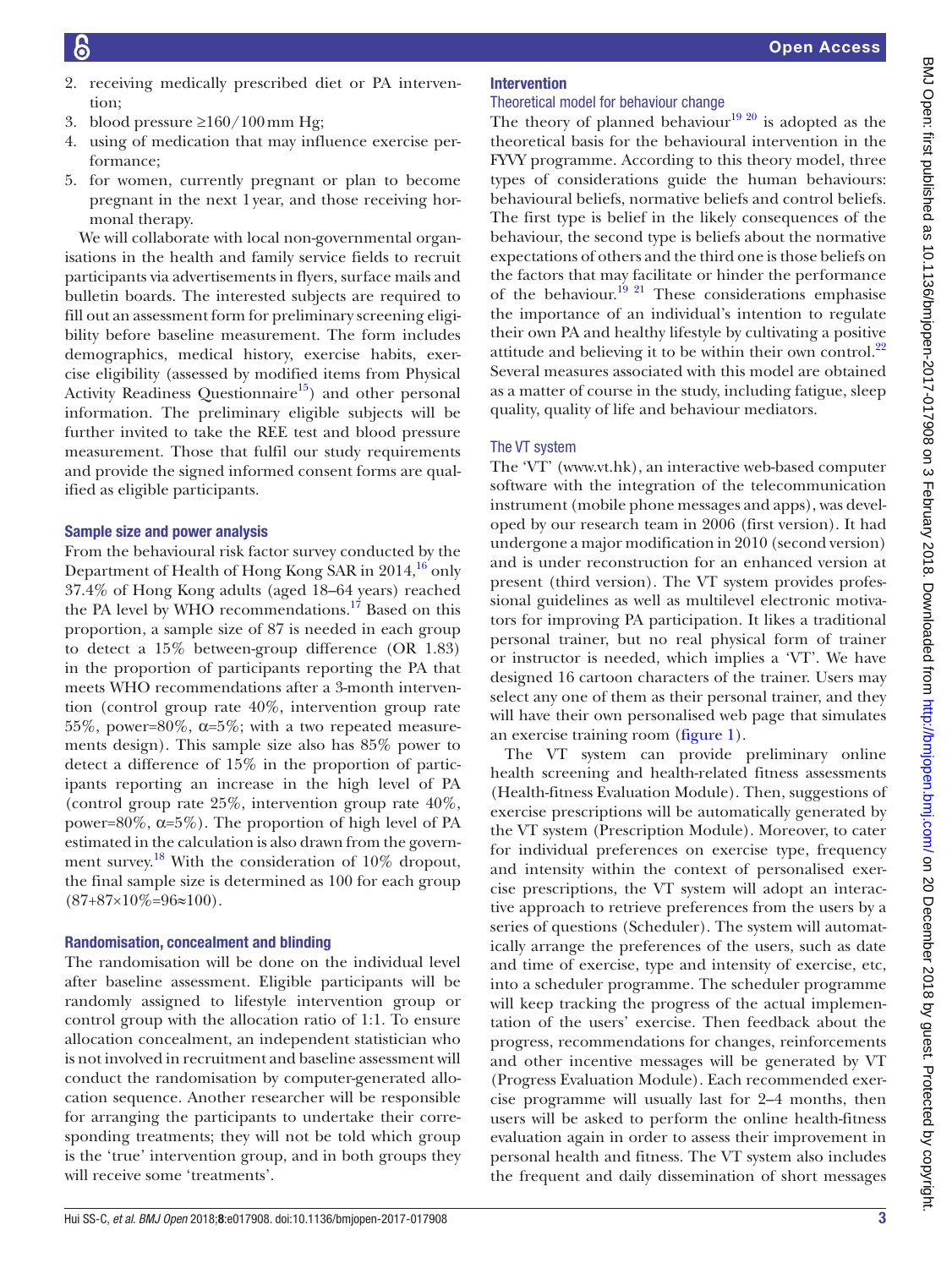2. receiving medically prescribed diet or PA intervention;
3. blood pressure ≥160/100 mm Hg;
4. using of medication that may influence exercise performance;
5. for women, currently pregnant or plan to become pregnant in the next 1 year, and those receiving hormonal therapy.

We will collaborate with local non-governmental organisations in the health and family service fields to recruit participants via advertisements in flyers, surface mails and bulletin boards. The interested subjects are required to fill out an assessment form for preliminary screening eligibility before baseline measurement. The form includes demographics, medical history, exercise habits, exercise eligibility (assessed by modified items from Physical Activity Readiness Questionnaire[15]) and other personal information. The preliminary eligible subjects will be further invited to take the REE test and blood pressure measurement. Those that fulfil our study requirements and provide the signed informed consent forms are qualified as eligible participants.

### Sample size and power analysis

From the behavioural risk factor survey conducted by the Department of Health of Hong Kong SAR in 2014,[16] only 37.4% of Hong Kong adults (aged 18–64 years) reached the PA level by WHO recommendations.[17] Based on this proportion, a sample size of 87 is needed in each group to detect a 15% between-group difference (OR 1.83) in the proportion of participants reporting the PA that meets WHO recommendations after a 3-month intervention (control group rate 40%, intervention group rate 55%, power=80%, α=5%; with a two repeated measurements design). This sample size also has 85% power to detect a difference of 15% in the proportion of participants reporting an increase in the high level of PA (control group rate 25%, intervention group rate 40%, power=80%, α=5%). The proportion of high level of PA estimated in the calculation is also drawn from the government survey.[18] With the consideration of 10% dropout, the final sample size is determined as 100 for each group (87+87×10%=96≈100).

### Randomisation, concealment and blinding

The randomisation will be done on the individual level after baseline assessment. Eligible participants will be randomly assigned to lifestyle intervention group or control group with the allocation ratio of 1:1. To ensure allocation concealment, an independent statistician who is not involved in recruitment and baseline assessment will conduct the randomisation by computer-generated allocation sequence. Another researcher will be responsible for arranging the participants to undertake their corresponding treatments; they will not be told which group is the 'true' intervention group, and in both groups they will receive some 'treatments'.

### Intervention

#### Theoretical model for behaviour change

The theory of planned behaviour[19,20] is adopted as the theoretical basis for the behavioural intervention in the FYVY programme. According to this theory model, three types of considerations guide the human behaviours: behavioural beliefs, normative beliefs and control beliefs. The first type is belief in the likely consequences of the behaviour, the second type is beliefs about the normative expectations of others and the third one is those beliefs on the factors that may facilitate or hinder the performance of the behaviour.[19,21] These considerations emphasise the importance of an individual's intention to regulate their own PA and healthy lifestyle by cultivating a positive attitude and believing it to be within their own control.[22] Several measures associated with this model are obtained as a matter of course in the study, including fatigue, sleep quality, quality of life and behaviour mediators.

#### The VT system

The 'VT' (www.vt.hk), an interactive web-based computer software with the integration of the telecommunication instrument (mobile phone messages and apps), was developed by our research team in 2006 (first version). It had undergone a major modification in 2010 (second version) and is under reconstruction for an enhanced version at present (third version). The VT system provides professional guidelines as well as multilevel electronic motivators for improving PA participation. It likes a traditional personal trainer, but no real physical form of trainer or instructor is needed, which implies a 'VT'. We have designed 16 cartoon characters of the trainer. Users may select any one of them as their personal trainer, and they will have their own personalised web page that simulates an exercise training room (figure 1).

The VT system can provide preliminary online health screening and health-related fitness assessments (Health-fitness Evaluation Module). Then, suggestions of exercise prescriptions will be automatically generated by the VT system (Prescription Module). Moreover, to cater for individual preferences on exercise type, frequency and intensity within the context of personalised exercise prescriptions, the VT system will adopt an interactive approach to retrieve preferences from the users by a series of questions (Scheduler). The system will automatically arrange the preferences of the users, such as date and time of exercise, type and intensity of exercise, etc, into a scheduler programme. The scheduler programme will keep tracking the progress of the actual implementation of the users' exercise. Then feedback about the progress, recommendations for changes, reinforcements and other incentive messages will be generated by VT (Progress Evaluation Module). Each recommended exercise programme will usually last for 2–4 months, then users will be asked to perform the online health-fitness evaluation again in order to assess their improvement in personal health and fitness. The VT system also includes the frequent and daily dissemination of short messages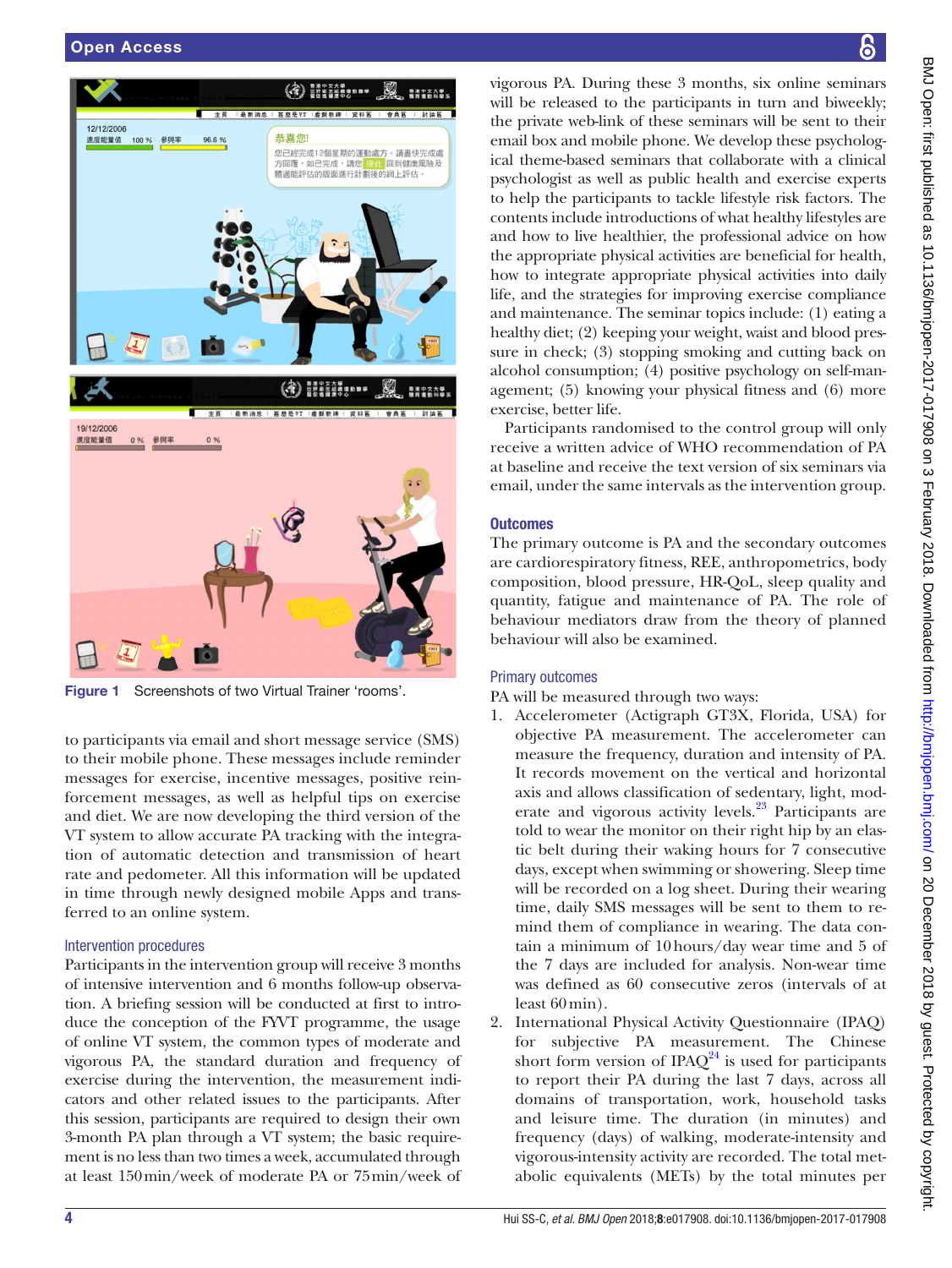Figure 1 Screenshots of two Virtual Trainer ‘rooms’.

to participants via email and short message service (SMS) to their mobile phone. These messages include reminder messages for exercise, incentive messages, positive reinforcement messages, as well as helpful tips on exercise and diet. We are now developing the third version of the VT system to allow accurate PA tracking with the integration of automatic detection and transmission of heart rate and pedometer. All this information will be updated in time through newly designed mobile Apps and transferred to an online system.

### Intervention procedures

Participants in the intervention group will receive 3 months of intensive intervention and 6 months follow-up observation. A briefing session will be conducted at first to introduce the conception of the FYVT programme, the usage of online VT system, the common types of moderate and vigorous PA, the standard duration and frequency of exercise during the intervention, the measurement indicators and other related issues to the participants. After this session, participants are required to design their own 3-month PA plan through a VT system; the basic requirement is no less than two times a week, accumulated through at least 150 min/week of moderate PA or 75 min/week of vigorous PA. During these 3 months, six online seminars will be released to the participants in turn and biweekly; the private web-link of these seminars will be sent to their email box and mobile phone. We develop these psychological theme-based seminars that collaborate with a clinical psychologist as well as public health and exercise experts to help the participants to tackle lifestyle risk factors. The contents include introductions of what healthy lifestyles are and how to live healthier, the professional advice on how the appropriate physical activities are beneficial for health, how to integrate appropriate physical activities into daily life, and the strategies for improving exercise compliance and maintenance. The seminar topics include: (1) eating a healthy diet; (2) keeping your weight, waist and blood pressure in check; (3) stopping smoking and cutting back on alcohol consumption; (4) positive psychology on self-management; (5) knowing your physical fitness and (6) more exercise, better life.

Participants randomised to the control group will only receive a written advice of WHO recommendation of PA at baseline and receive the text version of six seminars via email, under the same intervals as the intervention group.

## Outcomes

The primary outcome is PA and the secondary outcomes are cardiorespiratory fitness, REE, anthropometrics, body composition, blood pressure, HR-QoL, sleep quality and quantity, fatigue and maintenance of PA. The role of behaviour mediators draw from the theory of planned behaviour will also be examined.

### Primary outcomes

PA will be measured through two ways:

1. Accelerometer (Actigraph GT3X, Florida, USA) for objective PA measurement. The accelerometer can measure the frequency, duration and intensity of PA. It records movement on the vertical and horizontal axis and allows classification of sedentary, light, moderate and vigorous activity levels.[23] Participants are told to wear the monitor on their right hip by an elastic belt during their waking hours for 7 consecutive days, except when swimming or showering. Sleep time will be recorded on a log sheet. During their wearing time, daily SMS messages will be sent to them to remind them of compliance in wearing. The data contain a minimum of 10 hours/day wear time and 5 of the 7 days are included for analysis. Non-wear time was defined as 60 consecutive zeros (intervals of at least 60 min).
2. International Physical Activity Questionnaire (IPAQ) for subjective PA measurement. The Chinese short form version of IPAQ[24] is used for participants to report their PA during the last 7 days, across all domains of transportation, work, household tasks and leisure time. The duration (in minutes) and frequency (days) of walking, moderate-intensity and vigorous-intensity activity are recorded. The total metabolic equivalents (METs) by the total minutes per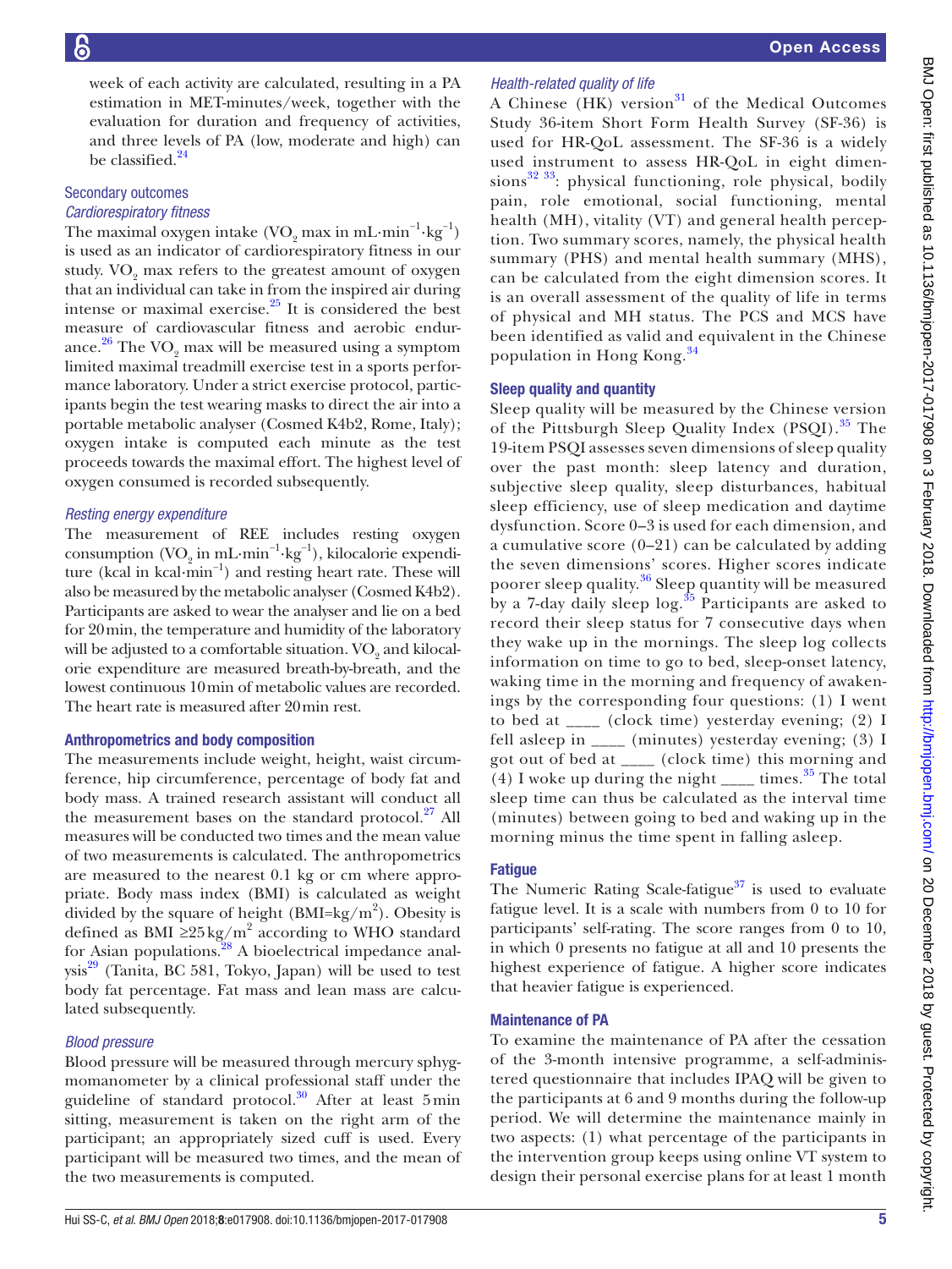week of each activity are calculated, resulting in a PA estimation in MET-minutes/week, together with the evaluation for duration and frequency of activities, and three levels of PA (low, moderate and high) can be classified.[24]

### Secondary outcomes

#### *Cardiorespiratory fitness*

The maximal oxygen intake ($VO_2$ max in $mL \cdot min^{-1} \cdot kg^{-1}$) is used as an indicator of cardiorespiratory fitness in our study. $VO_2$ max refers to the greatest amount of oxygen that an individual can take in from the inspired air during intense or maximal exercise.[25] It is considered the best measure of cardiovascular fitness and aerobic endurance.[26] The $VO_2$ max will be measured using a symptom limited maximal treadmill exercise test in a sports performance laboratory. Under a strict exercise protocol, participants begin the test wearing masks to direct the air into a portable metabolic analyser (Cosmed K4b2, Rome, Italy); oxygen intake is computed each minute as the test proceeds towards the maximal effort. The highest level of oxygen consumed is recorded subsequently.

#### *Resting energy expenditure*

The measurement of REE includes resting oxygen consumption ($VO_2$ in $mL \cdot min^{-1} \cdot kg^{-1}$), kilocalorie expenditure (kcal in $kcal \cdot min^{-1}$) and resting heart rate. These will also be measured by the metabolic analyser (Cosmed K4b2). Participants are asked to wear the analyser and lie on a bed for 20 min, the temperature and humidity of the laboratory will be adjusted to a comfortable situation. $VO_2$ and kilocalorie expenditure are measured breath-by-breath, and the lowest continuous 10 min of metabolic values are recorded. The heart rate is measured after 20 min rest.

### Anthropometrics and body composition

The measurements include weight, height, waist circumference, hip circumference, percentage of body fat and body mass. A trained research assistant will conduct all the measurement bases on the standard protocol.[27] All measures will be conducted two times and the mean value of two measurements is calculated. The anthropometrics are measured to the nearest 0.1 kg or cm where appropriate. Body mass index (BMI) is calculated as weight divided by the square of height ($BMI = kg/m^2$). Obesity is defined as BMI $\geq 25\,kg/m^2$ according to WHO standard for Asian populations.[28] A bioelectrical impedance analysis[29] (Tanita, BC 581, Tokyo, Japan) will be used to test body fat percentage. Fat mass and lean mass are calculated subsequently.

#### *Blood pressure*

Blood pressure will be measured through mercury sphygmomanometer by a clinical professional staff under the guideline of standard protocol.[30] After at least 5 min sitting, measurement is taken on the right arm of the participant; an appropriately sized cuff is used. Every participant will be measured two times, and the mean of the two measurements is computed.

#### *Health-related quality of life*

A Chinese (HK) version[31] of the Medical Outcomes Study 36-item Short Form Health Survey (SF-36) is used for HR-QoL assessment. The SF-36 is a widely used instrument to assess HR-QoL in eight dimensions[32,33]: physical functioning, role physical, bodily pain, role emotional, social functioning, mental health (MH), vitality (VT) and general health perception. Two summary scores, namely, the physical health summary (PHS) and mental health summary (MHS), can be calculated from the eight dimension scores. It is an overall assessment of the quality of life in terms of physical and MH status. The PCS and MCS have been identified as valid and equivalent in the Chinese population in Hong Kong.[34]

### Sleep quality and quantity

Sleep quality will be measured by the Chinese version of the Pittsburgh Sleep Quality Index (PSQI).[35] The 19-item PSQI assesses seven dimensions of sleep quality over the past month: sleep latency and duration, subjective sleep quality, sleep disturbances, habitual sleep efficiency, use of sleep medication and daytime dysfunction. Score 0–3 is used for each dimension, and a cumulative score (0–21) can be calculated by adding the seven dimensions' scores. Higher scores indicate poorer sleep quality.[36] Sleep quantity will be measured by a 7-day daily sleep log.[35] Participants are asked to record their sleep status for 7 consecutive days when they wake up in the mornings. The sleep log collects information on time to go to bed, sleep-onset latency, waking time in the morning and frequency of awakenings by the corresponding four questions: (1) I went to bed at ____ (clock time) yesterday evening; (2) I fell asleep in ____ (minutes) yesterday evening; (3) I got out of bed at ____ (clock time) this morning and (4) I woke up during the night ____ times.[35] The total sleep time can thus be calculated as the interval time (minutes) between going to bed and waking up in the morning minus the time spent in falling asleep.

### Fatigue

The Numeric Rating Scale-fatigue[37] is used to evaluate fatigue level. It is a scale with numbers from 0 to 10 for participants' self-rating. The score ranges from 0 to 10, in which 0 presents no fatigue at all and 10 presents the highest experience of fatigue. A higher score indicates that heavier fatigue is experienced.

### Maintenance of PA

To examine the maintenance of PA after the cessation of the 3-month intensive programme, a self-administered questionnaire that includes IPAQ will be given to the participants at 6 and 9 months during the follow-up period. We will determine the maintenance mainly in two aspects: (1) what percentage of the participants in the intervention group keeps using online VT system to design their personal exercise plans for at least 1 month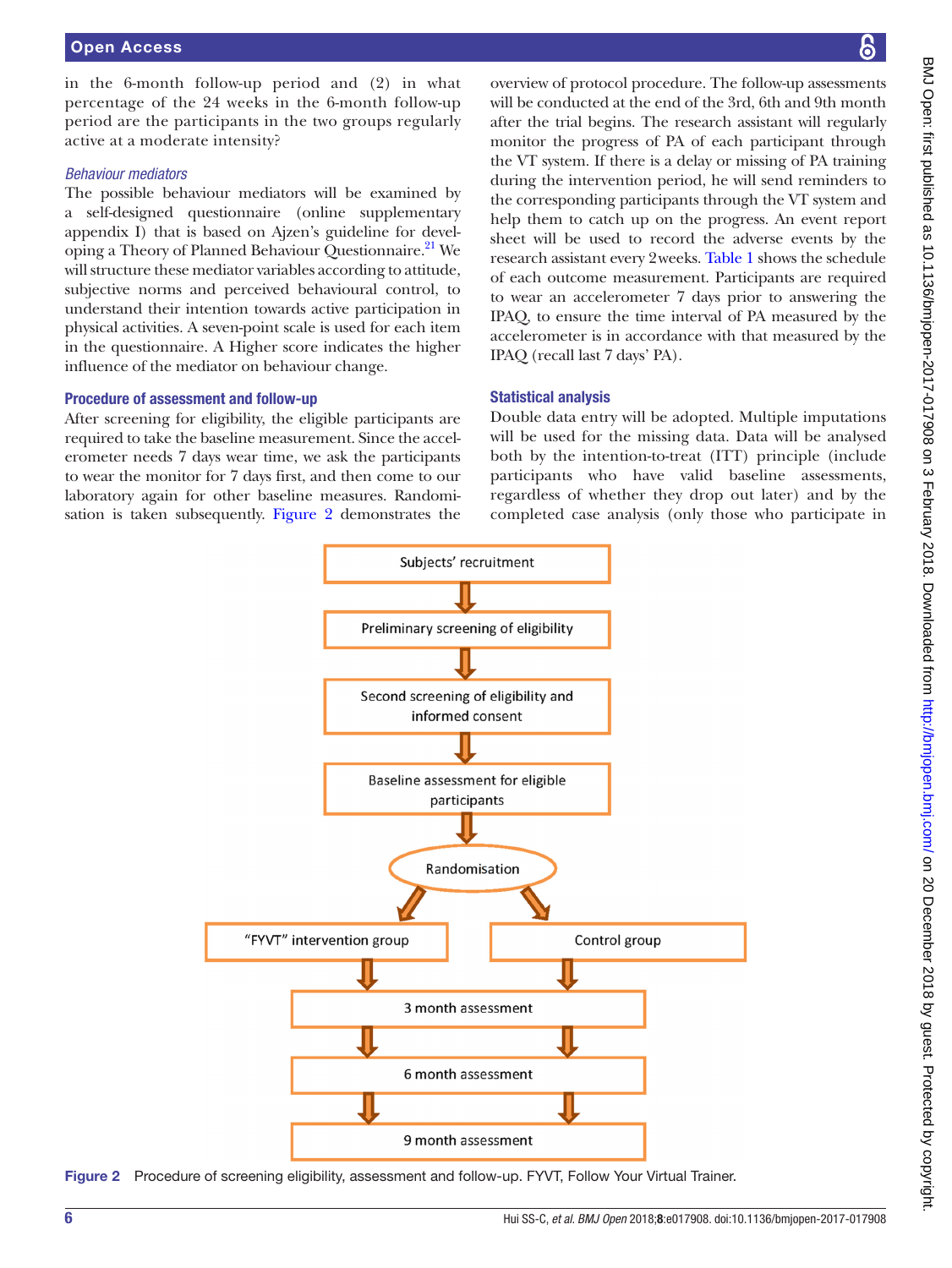in the 6-month follow-up period and (2) in what percentage of the 24 weeks in the 6-month follow-up period are the participants in the two groups regularly active at a moderate intensity?

### *Behaviour mediators*

The possible behaviour mediators will be examined by a self-designed questionnaire (online supplementary appendix I) that is based on Ajzen's guideline for developing a Theory of Planned Behaviour Questionnaire.[21] We will structure these mediator variables according to attitude, subjective norms and perceived behavioural control, to understand their intention towards active participation in physical activities. A seven-point scale is used for each item in the questionnaire. A Higher score indicates the higher influence of the mediator on behaviour change.

## Procedure of assessment and follow-up

After screening for eligibility, the eligible participants are required to take the baseline measurement. Since the accelerometer needs 7 days wear time, we ask the participants to wear the monitor for 7 days first, and then come to our laboratory again for other baseline measures. Randomisation is taken subsequently. Figure 2 demonstrates the overview of protocol procedure. The follow-up assessments will be conducted at the end of the 3rd, 6th and 9th month after the trial begins. The research assistant will regularly monitor the progress of PA of each participant through the VT system. If there is a delay or missing of PA training during the intervention period, he will send reminders to the corresponding participants through the VT system and help them to catch up on the progress. An event report sheet will be used to record the adverse events by the research assistant every 2 weeks. Table 1 shows the schedule of each outcome measurement. Participants are required to wear an accelerometer 7 days prior to answering the IPAQ, to ensure the time interval of PA measured by the accelerometer is in accordance with that measured by the IPAQ (recall last 7 days' PA).

## Statistical analysis

Double data entry will be adopted. Multiple imputations will be used for the missing data. Data will be analysed both by the intention-to-treat (ITT) principle (include participants who have valid baseline assessments, regardless of whether they drop out later) and by the completed case analysis (only those who participate in

Subjects' recruitment → Preliminary screening of eligibility → Second screening of eligibility and informed consent → Baseline assessment for eligible participants → Randomisation → "FYVT" intervention group / Control group → 3 month assessment → 6 month assessment → 9 month assessment

Figure 2 Procedure of screening eligibility, assessment and follow-up. FYVT, Follow Your Virtual Trainer.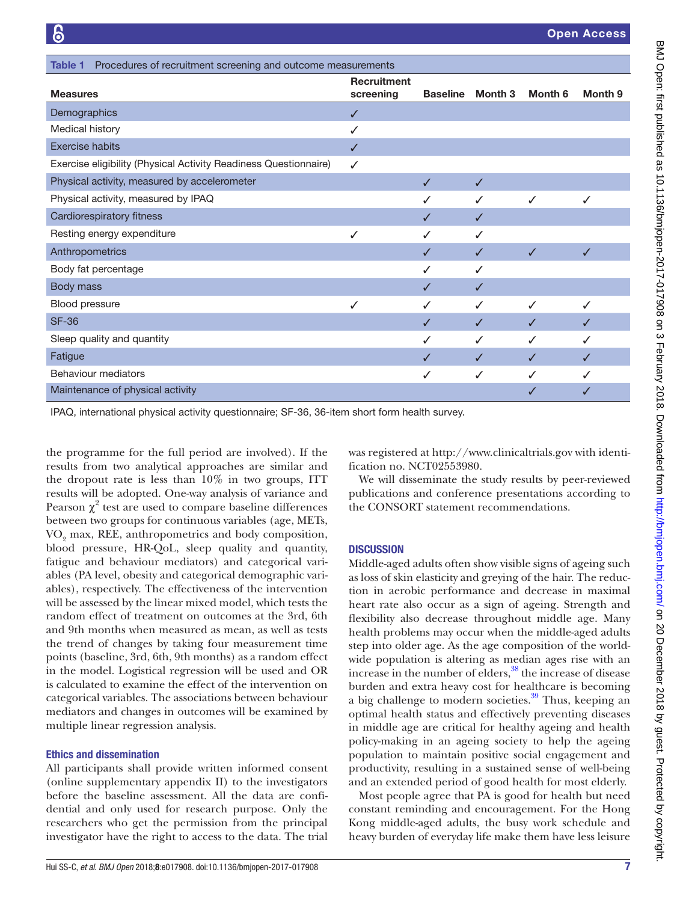**Table 1** Procedures of recruitment screening and outcome measurements

| Measures | Recruitment screening | Baseline | Month 3 | Month 6 | Month 9 |
|---|---|---|---|---|---|
| Demographics | ✓ | | | | |
| Medical history | ✓ | | | | |
| Exercise habits | ✓ | | | | |
| Exercise eligibility (Physical Activity Readiness Questionnaire) | ✓ | | | | |
| Physical activity, measured by accelerometer | | ✓ | ✓ | | |
| Physical activity, measured by IPAQ | | ✓ | ✓ | ✓ | ✓ |
| Cardiorespiratory fitness | | ✓ | ✓ | | |
| Resting energy expenditure | ✓ | ✓ | ✓ | | |
| Anthropometrics | | ✓ | ✓ | ✓ | ✓ |
| Body fat percentage | | ✓ | ✓ | | |
| Body mass | | ✓ | ✓ | | |
| Blood pressure | ✓ | ✓ | ✓ | ✓ | ✓ |
| SF-36 | | ✓ | ✓ | ✓ | ✓ |
| Sleep quality and quantity | | ✓ | ✓ | ✓ | ✓ |
| Fatigue | | ✓ | ✓ | ✓ | ✓ |
| Behaviour mediators | | ✓ | ✓ | ✓ | ✓ |
| Maintenance of physical activity | | | | ✓ | ✓ |

IPAQ, international physical activity questionnaire; SF-36, 36-item short form health survey.

the programme for the full period are involved). If the results from two analytical approaches are similar and the dropout rate is less than 10% in two groups, ITT results will be adopted. One-way analysis of variance and Pearson $\chi^2$ test are used to compare baseline differences between two groups for continuous variables (age, METs, $VO_2$ max, REE, anthropometrics and body composition, blood pressure, HR-QoL, sleep quality and quantity, fatigue and behaviour mediators) and categorical variables (PA level, obesity and categorical demographic variables), respectively. The effectiveness of the intervention will be assessed by the linear mixed model, which tests the random effect of treatment on outcomes at the 3rd, 6th and 9th months when measured as mean, as well as tests the trend of changes by taking four measurement time points (baseline, 3rd, 6th, 9th months) as a random effect in the model. Logistical regression will be used and OR is calculated to examine the effect of the intervention on categorical variables. The associations between behaviour mediators and changes in outcomes will be examined by multiple linear regression analysis.

### Ethics and dissemination

All participants shall provide written informed consent (online supplementary appendix II) to the investigators before the baseline assessment. All the data are confidential and only used for research purpose. Only the researchers who get the permission from the principal investigator have the right to access to the data. The trial was registered at http://www.clinicaltrials.gov with identification no. NCT02553980.

We will disseminate the study results by peer-reviewed publications and conference presentations according to the CONSORT statement recommendations.

## DISCUSSION

Middle-aged adults often show visible signs of ageing such as loss of skin elasticity and greying of the hair. The reduction in aerobic performance and decrease in maximal heart rate also occur as a sign of ageing. Strength and flexibility also decrease throughout middle age. Many health problems may occur when the middle-aged adults step into older age. As the age composition of the worldwide population is altering as median ages rise with an increase in the number of elders,[38] the increase of disease burden and extra heavy cost for healthcare is becoming a big challenge to modern societies.[39] Thus, keeping an optimal health status and effectively preventing diseases in middle age are critical for healthy ageing and health policy-making in an ageing society to help the ageing population to maintain positive social engagement and productivity, resulting in a sustained sense of well-being and an extended period of good health for most elderly.

Most people agree that PA is good for health but need constant reminding and encouragement. For the Hong Kong middle-aged adults, the busy work schedule and heavy burden of everyday life make them have less leisure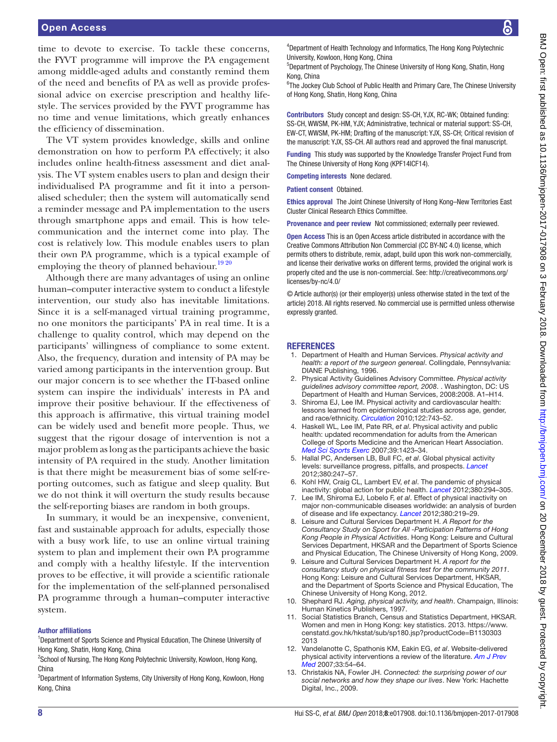time to devote to exercise. To tackle these concerns, the FYVT programme will improve the PA engagement among middle-aged adults and constantly remind them of the need and benefits of PA as well as provide professional advice on exercise prescription and healthy lifestyle. The services provided by the FYVT programme has no time and venue limitations, which greatly enhances the efficiency of dissemination.

The VT system provides knowledge, skills and online demonstration on how to perform PA effectively; it also includes online health-fitness assessment and diet analysis. The VT system enables users to plan and design their individualised PA programme and fit it into a personalised scheduler; then the system will automatically send a reminder message and PA implementation to the users through smartphone apps and email. This is how telecommunication and the internet come into play. The cost is relatively low. This module enables users to plan their own PA programme, which is a typical example of employing the theory of planned behaviour.[19 20]

Although there are many advantages of using an online human–computer interactive system to conduct a lifestyle intervention, our study also has inevitable limitations. Since it is a self-managed virtual training programme, no one monitors the participants' PA in real time. It is a challenge to quality control, which may depend on the participants' willingness of compliance to some extent. Also, the frequency, duration and intensity of PA may be varied among participants in the intervention group. But our major concern is to see whether the IT-based online system can inspire the individuals' interests in PA and improve their positive behaviour. If the effectiveness of this approach is affirmative, this virtual training model can be widely used and benefit more people. Thus, we suggest that the rigour dosage of intervention is not a major problem as long as the participants achieve the basic intensity of PA required in the study. Another limitation is that there might be measurement bias of some self-reporting outcomes, such as fatigue and sleep quality. But we do not think it will overturn the study results because the self-reporting biases are random in both groups.

In summary, it would be an inexpensive, convenient, fast and sustainable approach for adults, especially those with a busy work life, to use an online virtual training system to plan and implement their own PA programme and comply with a healthy lifestyle. If the intervention proves to be effective, it will provide a scientific rationale for the implementation of the self-planned personalised PA programme through a human–computer interactive system.

**Author affiliations**

[1]Department of Sports Science and Physical Education, The Chinese University of Hong Kong, Shatin, Hong Kong, China
[2]School of Nursing, The Hong Kong Polytechnic University, Kowloon, Hong Kong, China
[3]Department of Information Systems, City University of Hong Kong, Kowloon, Hong Kong, China
[4]Department of Health Technology and Informatics, The Hong Kong Polytechnic University, Kowloon, Hong Kong, China
[5]Department of Psychology, The Chinese University of Hong Kong, Shatin, Hong Kong, China
[6]The Jockey Club School of Public Health and Primary Care, The Chinese University of Hong Kong, Shatin, Hong Kong, China

**Contributors** Study concept and design: SS-CH, YJX, RC-WK; Obtained funding: SS-CH, WWSM, PK-HM, YJX; Administrative, technical or material support: SS-CH, EW-CT, WWSM, PK-HM; Drafting of the manuscript: YJX, SS-CH; Critical revision of the manuscript: YJX, SS-CH. All authors read and approved the final manuscript.

**Funding** This study was supported by the Knowledge Transfer Project Fund from The Chinese University of Hong Kong (KPF14ICF14).

**Competing interests** None declared.

**Patient consent** Obtained.

**Ethics approval** The Joint Chinese University of Hong Kong–New Territories East Cluster Clinical Research Ethics Committee.

**Provenance and peer review** Not commissioned; externally peer reviewed.

**Open Access** This is an Open Access article distributed in accordance with the Creative Commons Attribution Non Commercial (CC BY-NC 4.0) license, which permits others to distribute, remix, adapt, build upon this work non-commercially, and license their derivative works on different terms, provided the original work is properly cited and the use is non-commercial. See: http://creativecommons.org/licenses/by-nc/4.0/

© Article author(s) (or their employer(s) unless otherwise stated in the text of the article) 2018. All rights reserved. No commercial use is permitted unless otherwise expressly granted.

## REFERENCES

1. Department of Health and Human Services. *Physical activity and health: a report of the surgeon genereal*. Collingdale, Pennsylvania: DIANE Publishing, 1996.
2. Physical Activity Guidelines Advisory Committee. *Physical activity guidelines advisory committee report, 2008*. . Washington, DC: US Department of Health and Human Services, 2008:2008. A1–H14.
3. Shiroma EJ, Lee IM. Physical activity and cardiovascular health: lessons learned from epidemiological studies across age, gender, and race/ethnicity. *Circulation* 2010;122:743–52.
4. Haskell WL, Lee IM, Pate RR, *et al*. Physical activity and public health: updated recommendation for adults from the American College of Sports Medicine and the American Heart Association. *Med Sci Sports Exerc* 2007;39:1423–34.
5. Hallal PC, Andersen LB, Bull FC, *et al*. Global physical activity levels: surveillance progress, pitfalls, and prospects. *Lancet* 2012;380:247–57.
6. Kohl HW, Craig CL, Lambert EV, *et al*. The pandemic of physical inactivity: global action for public health. *Lancet* 2012;380:294–305.
7. Lee IM, Shiroma EJ, Lobelo F, *et al*. Effect of physical inactivity on major non-communicable diseases worldwide: an analysis of burden of disease and life expectancy. *Lancet* 2012;380:219–29.
8. Leisure and Cultural Services Department H. *A Report for the Consultancy Study on Sport for All -Participation Patterns of Hong Kong People in Physical Activities*. Hong Kong: Leisure and Cultural Services Department, HKSAR and the Department of Sports Science and Physical Education, The Chinese University of Hong Kong, 2009.
9. Leisure and Cultural Services Department H. *A report for the consultancy study on physical fitness test for the community 2011*. Hong Kong: Leisure and Cultural Services Department, HKSAR, and the Department of Sports Science and Physical Education, The Chinese University of Hong Kong, 2012.
10. Shephard RJ. *Aging, physical activity, and health*. Champaign, Illinois: Human Kinetics Publishers, 1997.
11. Social Statistics Branch, Census and Statistics Department, HKSAR. Women and men in Hong Kong: key statistics. 2013. https://www.censtatd.gov.hk/hkstat/sub/sp180.jsp?productCode=B1130303 2013
12. Vandelanotte C, Spathonis KM, Eakin EG, *et al*. Website-delivered physical activity interventions a review of the literature. *Am J Prev Med* 2007;33:54–64.
13. Christakis NA, Fowler JH. *Connected: the surprising power of our social networks and how they shape our lives*. New York: Hachette Digital, Inc., 2009.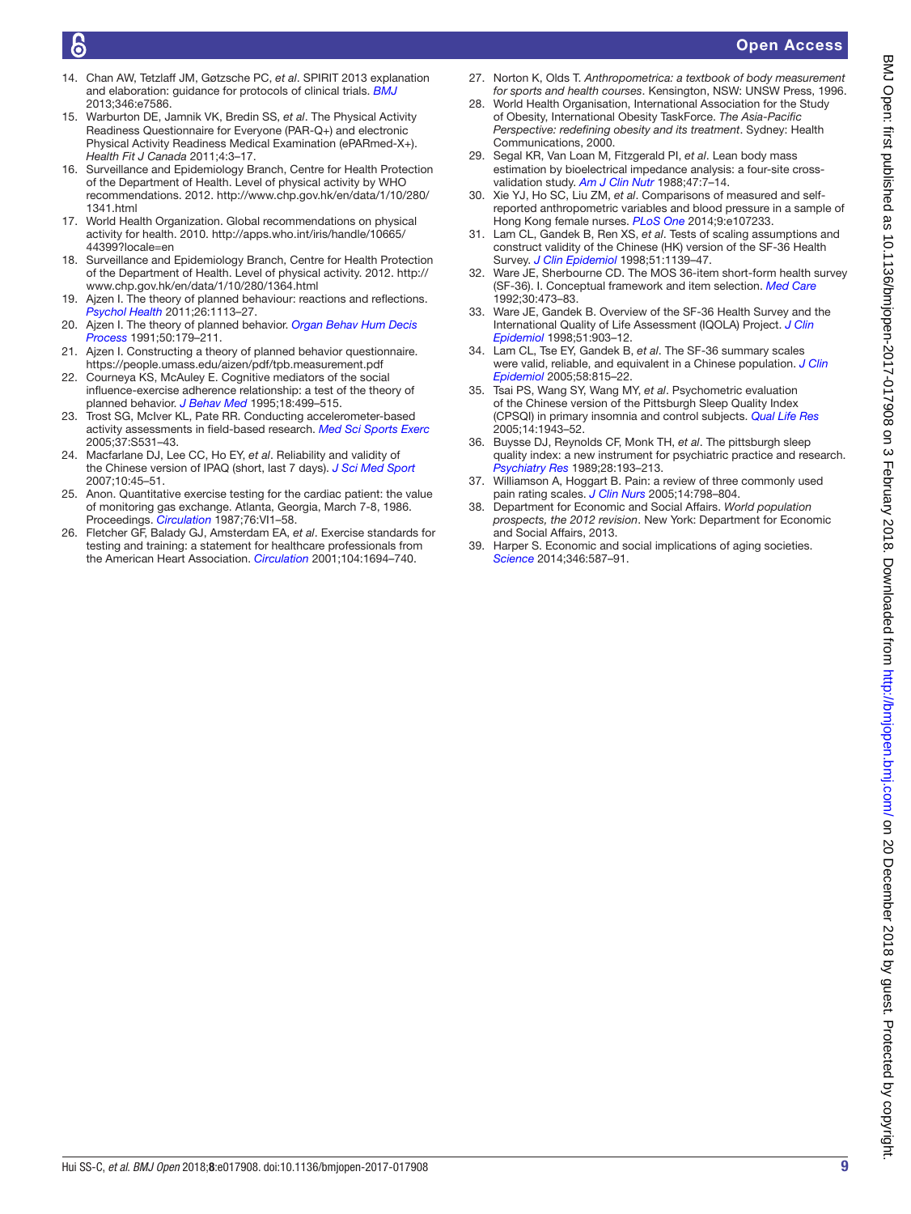14. Chan AW, Tetzlaff JM, Gøtzsche PC, *et al*. SPIRIT 2013 explanation and elaboration: guidance for protocols of clinical trials. *BMJ* 2013;346:e7586.
15. Warburton DE, Jamnik VK, Bredin SS, *et al*. The Physical Activity Readiness Questionnaire for Everyone (PAR-Q+) and electronic Physical Activity Readiness Medical Examination (ePARmed-X+). *Health Fit J Canada* 2011;4:3–17.
16. Surveillance and Epidemiology Branch, Centre for Health Protection of the Department of Health. Level of physical activity by WHO recommendations. 2012. http://www.chp.gov.hk/en/data/1/10/280/1341.html
17. World Health Organization. Global recommendations on physical activity for health. 2010. http://apps.who.int/iris/handle/10665/44399?locale=en
18. Surveillance and Epidemiology Branch, Centre for Health Protection of the Department of Health. Level of physical activity. 2012. http://www.chp.gov.hk/en/data/1/10/280/1364.html
19. Ajzen I. The theory of planned behaviour: reactions and reflections. *Psychol Health* 2011;26:1113–27.
20. Ajzen I. The theory of planned behavior. *Organ Behav Hum Decis Process* 1991;50:179–211.
21. Ajzen I. Constructing a theory of planned behavior questionnaire. https://people.umass.edu/aizen/pdf/tpb.measurement.pdf
22. Courneya KS, McAuley E. Cognitive mediators of the social influence-exercise adherence relationship: a test of the theory of planned behavior. *J Behav Med* 1995;18:499–515.
23. Trost SG, McIver KL, Pate RR. Conducting accelerometer-based activity assessments in field-based research. *Med Sci Sports Exerc* 2005;37:S531–43.
24. Macfarlane DJ, Lee CC, Ho EY, *et al*. Reliability and validity of the Chinese version of IPAQ (short, last 7 days). *J Sci Med Sport* 2007;10:45–51.
25. Anon. Quantitative exercise testing for the cardiac patient: the value of monitoring gas exchange. Atlanta, Georgia, March 7-8, 1986. Proceedings. *Circulation* 1987;76:VI1–58.
26. Fletcher GF, Balady GJ, Amsterdam EA, *et al*. Exercise standards for testing and training: a statement for healthcare professionals from the American Heart Association. *Circulation* 2001;104:1694–740.
27. Norton K, Olds T. *Anthropometrica: a textbook of body measurement for sports and health courses*. Kensington, NSW: UNSW Press, 1996.
28. World Health Organisation, International Association for the Study of Obesity, International Obesity TaskForce. *The Asia-Pacific Perspective: redefining obesity and its treatment*. Sydney: Health Communications, 2000.
29. Segal KR, Van Loan M, Fitzgerald PI, *et al*. Lean body mass estimation by bioelectrical impedance analysis: a four-site cross-validation study. *Am J Clin Nutr* 1988;47:7–14.
30. Xie YJ, Ho SC, Liu ZM, *et al*. Comparisons of measured and self-reported anthropometric variables and blood pressure in a sample of Hong Kong female nurses. *PLoS One* 2014;9:e107233.
31. Lam CL, Gandek B, Ren XS, *et al*. Tests of scaling assumptions and construct validity of the Chinese (HK) version of the SF-36 Health Survey. *J Clin Epidemiol* 1998;51:1139–47.
32. Ware JE, Sherbourne CD. The MOS 36-item short-form health survey (SF-36). I. Conceptual framework and item selection. *Med Care* 1992;30:473–83.
33. Ware JE, Gandek B. Overview of the SF-36 Health Survey and the International Quality of Life Assessment (IQOLA) Project. *J Clin Epidemiol* 1998;51:903–12.
34. Lam CL, Tse EY, Gandek B, *et al*. The SF-36 summary scales were valid, reliable, and equivalent in a Chinese population. *J Clin Epidemiol* 2005;58:815–22.
35. Tsai PS, Wang SY, Wang MY, *et al*. Psychometric evaluation of the Chinese version of the Pittsburgh Sleep Quality Index (CPSQI) in primary insomnia and control subjects. *Qual Life Res* 2005;14:1943–52.
36. Buysse DJ, Reynolds CF, Monk TH, *et al*. The pittsburgh sleep quality index: a new instrument for psychiatric practice and research. *Psychiatry Res* 1989;28:193–213.
37. Williamson A, Hoggart B. Pain: a review of three commonly used pain rating scales. *J Clin Nurs* 2005;14:798–804.
38. Department for Economic and Social Affairs. *World population prospects, the 2012 revision*. New York: Department for Economic and Social Affairs, 2013.
39. Harper S. Economic and social implications of aging societies. *Science* 2014;346:587–91.